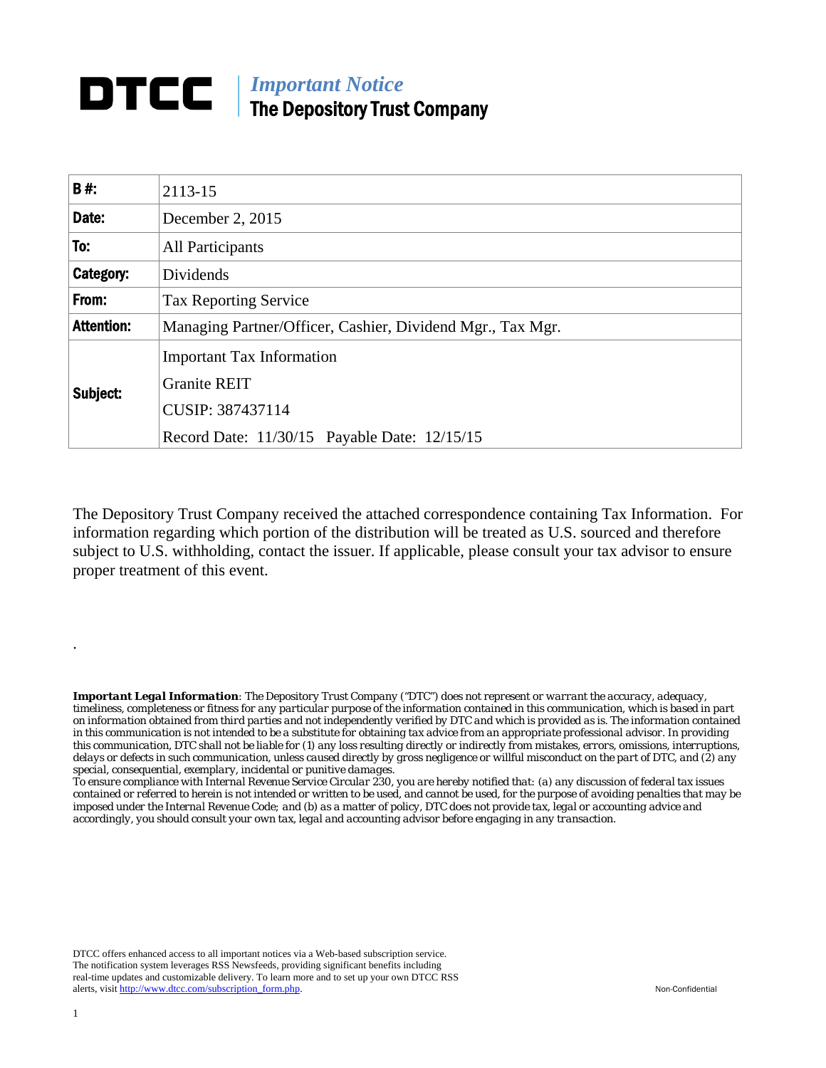# DTCC | *Important Notice*
## The Depository Trust Company

| | |
|---|---|
| **B #:** | 2113-15 |
| **Date:** | December 2, 2015 |
| **To:** | All Participants |
| **Category:** | Dividends |
| **From:** | Tax Reporting Service |
| **Attention:** | Managing Partner/Officer, Cashier, Dividend Mgr., Tax Mgr. |
| **Subject:** | Important Tax Information<br>Granite REIT<br>CUSIP: 387437114<br>Record Date: 11/30/15 Payable Date: 12/15/15 |

The Depository Trust Company received the attached correspondence containing Tax Information. For information regarding which portion of the distribution will be treated as U.S. sourced and therefore subject to U.S. withholding, contact the issuer. If applicable, please consult your tax advisor to ensure proper treatment of this event.

.

***Important Legal Information****: The Depository Trust Company ("DTC") does not represent or warrant the accuracy, adequacy, timeliness, completeness or fitness for any particular purpose of the information contained in this communication, which is based in part on information obtained from third parties and not independently verified by DTC and which is provided as is. The information contained in this communication is not intended to be a substitute for obtaining tax advice from an appropriate professional advisor. In providing this communication, DTC shall not be liable for (1) any loss resulting directly or indirectly from mistakes, errors, omissions, interruptions, delays or defects in such communication, unless caused directly by gross negligence or willful misconduct on the part of DTC, and (2) any special, consequential, exemplary, incidental or punitive damages.*

*To ensure compliance with Internal Revenue Service Circular 230, you are hereby notified that: (a) any discussion of federal tax issues contained or referred to herein is not intended or written to be used, and cannot be used, for the purpose of avoiding penalties that may be imposed under the Internal Revenue Code; and (b) as a matter of policy, DTC does not provide tax, legal or accounting advice and accordingly, you should consult your own tax, legal and accounting advisor before engaging in any transaction.*

DTCC offers enhanced access to all important notices via a Web-based subscription service. The notification system leverages RSS Newsfeeds, providing significant benefits including real-time updates and customizable delivery. To learn more and to set up your own DTCC RSS alerts, visit http://www.dtcc.com/subscription_form.php.

Non-Confidential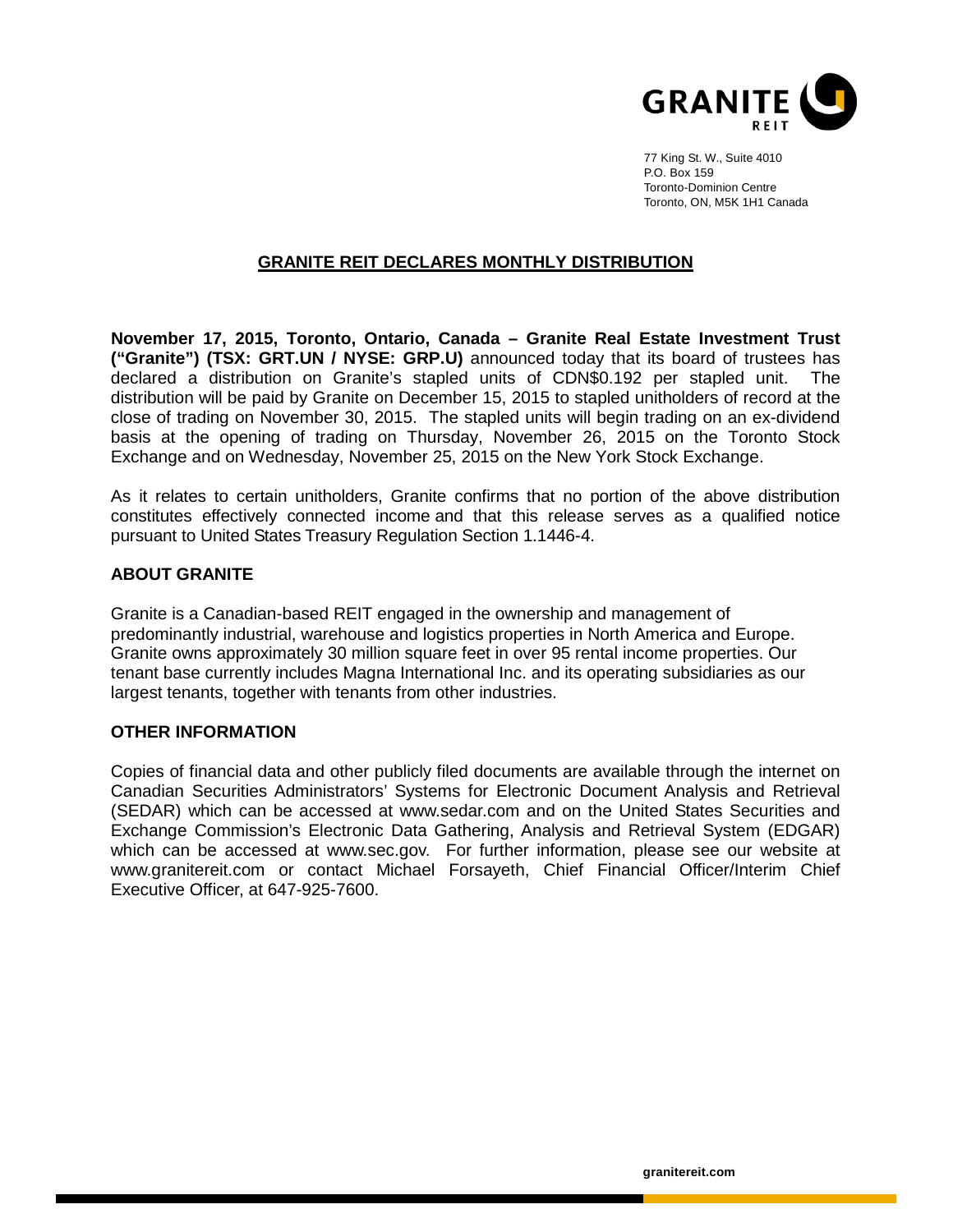GRANITE REIT

77 King St. W., Suite 4010
P.O. Box 159
Toronto-Dominion Centre
Toronto, ON, M5K 1H1 Canada

# GRANITE REIT DECLARES MONTHLY DISTRIBUTION

**November 17, 2015, Toronto, Ontario, Canada – Granite Real Estate Investment Trust ("Granite") (TSX: GRT.UN / NYSE: GRP.U)** announced today that its board of trustees has declared a distribution on Granite's stapled units of CDN$0.192 per stapled unit. The distribution will be paid by Granite on December 15, 2015 to stapled unitholders of record at the close of trading on November 30, 2015. The stapled units will begin trading on an ex-dividend basis at the opening of trading on Thursday, November 26, 2015 on the Toronto Stock Exchange and on Wednesday, November 25, 2015 on the New York Stock Exchange.

As it relates to certain unitholders, Granite confirms that no portion of the above distribution constitutes effectively connected income and that this release serves as a qualified notice pursuant to United States Treasury Regulation Section 1.1446-4.

## ABOUT GRANITE

Granite is a Canadian-based REIT engaged in the ownership and management of predominantly industrial, warehouse and logistics properties in North America and Europe. Granite owns approximately 30 million square feet in over 95 rental income properties. Our tenant base currently includes Magna International Inc. and its operating subsidiaries as our largest tenants, together with tenants from other industries.

## OTHER INFORMATION

Copies of financial data and other publicly filed documents are available through the internet on Canadian Securities Administrators' Systems for Electronic Document Analysis and Retrieval (SEDAR) which can be accessed at www.sedar.com and on the United States Securities and Exchange Commission's Electronic Data Gathering, Analysis and Retrieval System (EDGAR) which can be accessed at www.sec.gov. For further information, please see our website at www.granitereit.com or contact Michael Forsayeth, Chief Financial Officer/Interim Chief Executive Officer, at 647-925-7600.

granitereit.com